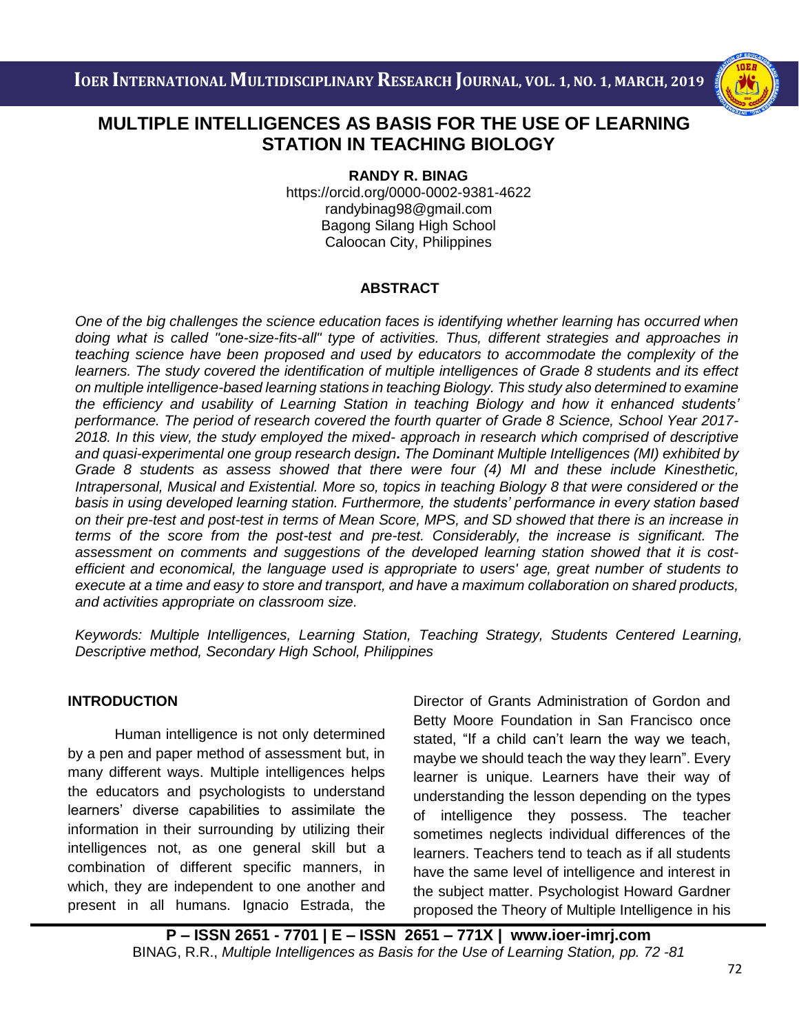# MULTIPLE INTELLIGENCES AS BASIS FOR THE USE OF LEARNING STATION IN TEACHING BIOLOGY

**RANDY R. BINAG**

https://orcid.org/0000-0002-9381-4622
randybinag98@gmail.com
Bagong Silang High School
Caloocan City, Philippines

## ABSTRACT

*One of the big challenges the science education faces is identifying whether learning has occurred when doing what is called "one-size-fits-all" type of activities. Thus, different strategies and approaches in teaching science have been proposed and used by educators to accommodate the complexity of the learners. The study covered the identification of multiple intelligences of Grade 8 students and its effect on multiple intelligence-based learning stations in teaching Biology. This study also determined to examine the efficiency and usability of Learning Station in teaching Biology and how it enhanced students' performance. The period of research covered the fourth quarter of Grade 8 Science, School Year 2017-2018. In this view, the study employed the mixed- approach in research which comprised of descriptive and quasi-experimental one group research design**.** The Dominant Multiple Intelligences (MI) exhibited by Grade 8 students as assess showed that there were four (4) MI and these include Kinesthetic, Intrapersonal, Musical and Existential. More so, topics in teaching Biology 8 that were considered or the basis in using developed learning station. Furthermore, the students' performance in every station based on their pre-test and post-test in terms of Mean Score, MPS, and SD showed that there is an increase in terms of the score from the post-test and pre-test. Considerably, the increase is significant. The assessment on comments and suggestions of the developed learning station showed that it is cost-efficient and economical, the language used is appropriate to users' age, great number of students to execute at a time and easy to store and transport, and have a maximum collaboration on shared products, and activities appropriate on classroom size.*

*Keywords: Multiple Intelligences, Learning Station, Teaching Strategy, Students Centered Learning, Descriptive method, Secondary High School, Philippines*

## INTRODUCTION

Human intelligence is not only determined by a pen and paper method of assessment but, in many different ways. Multiple intelligences helps the educators and psychologists to understand learners' diverse capabilities to assimilate the information in their surrounding by utilizing their intelligences not, as one general skill but a combination of different specific manners, in which, they are independent to one another and present in all humans. Ignacio Estrada, the Director of Grants Administration of Gordon and Betty Moore Foundation in San Francisco once stated, "If a child can't learn the way we teach, maybe we should teach the way they learn". Every learner is unique. Learners have their way of understanding the lesson depending on the types of intelligence they possess. The teacher sometimes neglects individual differences of the learners. Teachers tend to teach as if all students have the same level of intelligence and interest in the subject matter. Psychologist Howard Gardner proposed the Theory of Multiple Intelligence in his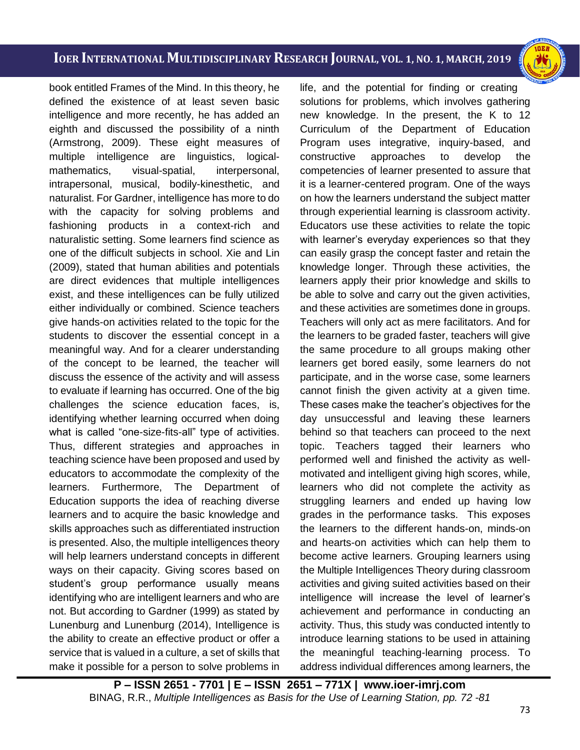book entitled Frames of the Mind. In this theory, he defined the existence of at least seven basic intelligence and more recently, he has added an eighth and discussed the possibility of a ninth (Armstrong, 2009). These eight measures of multiple intelligence are linguistics, logical-mathematics, visual-spatial, interpersonal, intrapersonal, musical, bodily-kinesthetic, and naturalist. For Gardner, intelligence has more to do with the capacity for solving problems and fashioning products in a context-rich and naturalistic setting. Some learners find science as one of the difficult subjects in school. Xie and Lin (2009), stated that human abilities and potentials are direct evidences that multiple intelligences exist, and these intelligences can be fully utilized either individually or combined. Science teachers give hands-on activities related to the topic for the students to discover the essential concept in a meaningful way. And for a clearer understanding of the concept to be learned, the teacher will discuss the essence of the activity and will assess to evaluate if learning has occurred. One of the big challenges the science education faces, is, identifying whether learning occurred when doing what is called "one-size-fits-all" type of activities. Thus, different strategies and approaches in teaching science have been proposed and used by educators to accommodate the complexity of the learners. Furthermore, The Department of Education supports the idea of reaching diverse learners and to acquire the basic knowledge and skills approaches such as differentiated instruction is presented. Also, the multiple intelligences theory will help learners understand concepts in different ways on their capacity. Giving scores based on student's group performance usually means identifying who are intelligent learners and who are not. But according to Gardner (1999) as stated by Lunenburg and Lunenburg (2014), Intelligence is the ability to create an effective product or offer a service that is valued in a culture, a set of skills that make it possible for a person to solve problems in life, and the potential for finding or creating solutions for problems, which involves gathering new knowledge. In the present, the K to 12 Curriculum of the Department of Education Program uses integrative, inquiry-based, and constructive approaches to develop the competencies of learner presented to assure that it is a learner-centered program. One of the ways on how the learners understand the subject matter through experiential learning is classroom activity. Educators use these activities to relate the topic with learner's everyday experiences so that they can easily grasp the concept faster and retain the knowledge longer. Through these activities, the learners apply their prior knowledge and skills to be able to solve and carry out the given activities, and these activities are sometimes done in groups. Teachers will only act as mere facilitators. And for the learners to be graded faster, teachers will give the same procedure to all groups making other learners get bored easily, some learners do not participate, and in the worse case, some learners cannot finish the given activity at a given time. These cases make the teacher's objectives for the day unsuccessful and leaving these learners behind so that teachers can proceed to the next topic. Teachers tagged their learners who performed well and finished the activity as well-motivated and intelligent giving high scores, while, learners who did not complete the activity as struggling learners and ended up having low grades in the performance tasks. This exposes the learners to the different hands-on, minds-on and hearts-on activities which can help them to become active learners. Grouping learners using the Multiple Intelligences Theory during classroom activities and giving suited activities based on their intelligence will increase the level of learner's achievement and performance in conducting an activity. Thus, this study was conducted intently to introduce learning stations to be used in attaining the meaningful teaching-learning process. To address individual differences among learners, the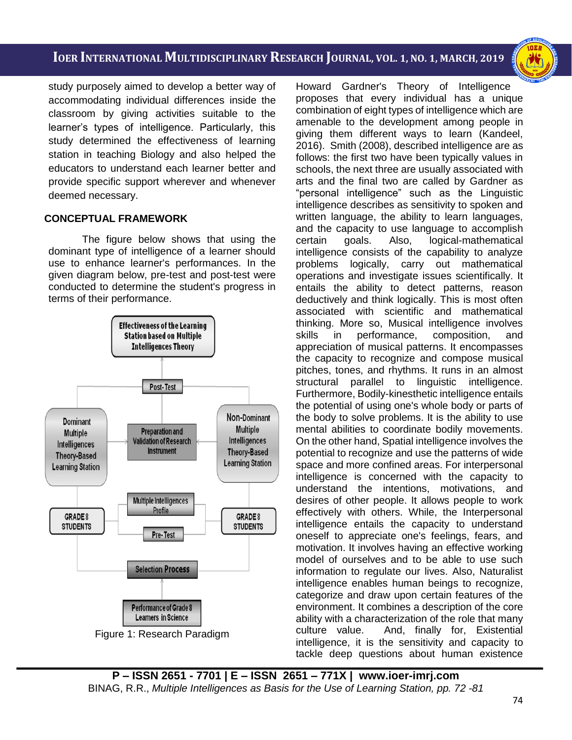study purposely aimed to develop a better way of accommodating individual differences inside the classroom by giving activities suitable to the learner's types of intelligence. Particularly, this study determined the effectiveness of learning station in teaching Biology and also helped the educators to understand each learner better and provide specific support wherever and whenever deemed necessary.

## CONCEPTUAL FRAMEWORK

The figure below shows that using the dominant type of intelligence of a learner should use to enhance learner's performances. In the given diagram below, pre-test and post-test were conducted to determine the student's progress in terms of their performance.

Figure 1: Research Paradigm

Howard Gardner's Theory of Intelligence proposes that every individual has a unique combination of eight types of intelligence which are amenable to the development among people in giving them different ways to learn (Kandeel, 2016). Smith (2008), described intelligence are as follows: the first two have been typically values in schools, the next three are usually associated with arts and the final two are called by Gardner as "personal intelligence" such as the Linguistic intelligence describes as sensitivity to spoken and written language, the ability to learn languages, and the capacity to use language to accomplish certain goals. Also, logical-mathematical intelligence consists of the capability to analyze problems logically, carry out mathematical operations and investigate issues scientifically. It entails the ability to detect patterns, reason deductively and think logically. This is most often associated with scientific and mathematical thinking. More so, Musical intelligence involves skills in performance, composition, and appreciation of musical patterns. It encompasses the capacity to recognize and compose musical pitches, tones, and rhythms. It runs in an almost structural parallel to linguistic intelligence. Furthermore, Bodily-kinesthetic intelligence entails the potential of using one's whole body or parts of the body to solve problems. It is the ability to use mental abilities to coordinate bodily movements. On the other hand, Spatial intelligence involves the potential to recognize and use the patterns of wide space and more confined areas. For interpersonal intelligence is concerned with the capacity to understand the intentions, motivations, and desires of other people. It allows people to work effectively with others. While, the Interpersonal intelligence entails the capacity to understand oneself to appreciate one's feelings, fears, and motivation. It involves having an effective working model of ourselves and to be able to use such information to regulate our lives. Also, Naturalist intelligence enables human beings to recognize, categorize and draw upon certain features of the environment. It combines a description of the core ability with a characterization of the role that many culture value. And, finally for, Existential intelligence, it is the sensitivity and capacity to tackle deep questions about human existence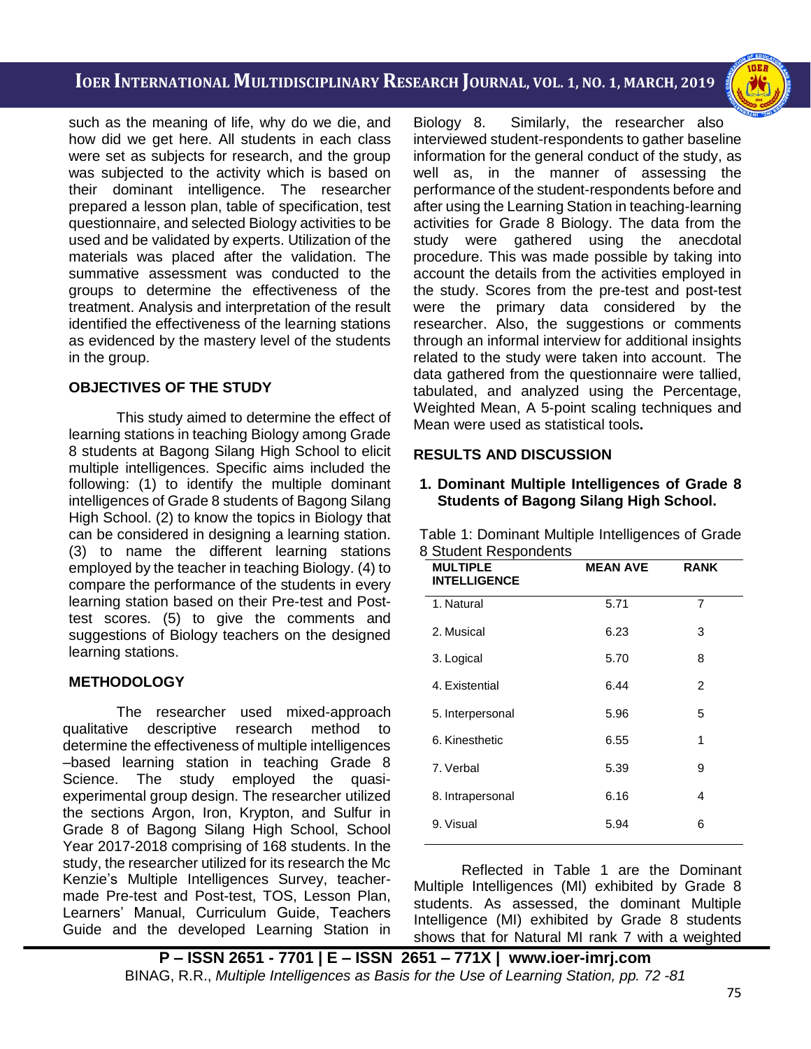such as the meaning of life, why do we die, and how did we get here. All students in each class were set as subjects for research, and the group was subjected to the activity which is based on their dominant intelligence. The researcher prepared a lesson plan, table of specification, test questionnaire, and selected Biology activities to be used and be validated by experts. Utilization of the materials was placed after the validation. The summative assessment was conducted to the groups to determine the effectiveness of the treatment. Analysis and interpretation of the result identified the effectiveness of the learning stations as evidenced by the mastery level of the students in the group.

## OBJECTIVES OF THE STUDY

This study aimed to determine the effect of learning stations in teaching Biology among Grade 8 students at Bagong Silang High School to elicit multiple intelligences. Specific aims included the following: (1) to identify the multiple dominant intelligences of Grade 8 students of Bagong Silang High School. (2) to know the topics in Biology that can be considered in designing a learning station. (3) to name the different learning stations employed by the teacher in teaching Biology. (4) to compare the performance of the students in every learning station based on their Pre-test and Post-test scores. (5) to give the comments and suggestions of Biology teachers on the designed learning stations.

## METHODOLOGY

The researcher used mixed-approach qualitative descriptive research method to determine the effectiveness of multiple intelligences –based learning station in teaching Grade 8 Science. The study employed the quasi-experimental group design. The researcher utilized the sections Argon, Iron, Krypton, and Sulfur in Grade 8 of Bagong Silang High School, School Year 2017-2018 comprising of 168 students. In the study, the researcher utilized for its research the Mc Kenzie's Multiple Intelligences Survey, teacher-made Pre-test and Post-test, TOS, Lesson Plan, Learners' Manual, Curriculum Guide, Teachers Guide and the developed Learning Station in Biology 8. Similarly, the researcher also interviewed student-respondents to gather baseline information for the general conduct of the study, as well as, in the manner of assessing the performance of the student-respondents before and after using the Learning Station in teaching-learning activities for Grade 8 Biology. The data from the study were gathered using the anecdotal procedure. This was made possible by taking into account the details from the activities employed in the study. Scores from the pre-test and post-test were the primary data considered by the researcher. Also, the suggestions or comments through an informal interview for additional insights related to the study were taken into account. The data gathered from the questionnaire were tallied, tabulated, and analyzed using the Percentage, Weighted Mean, A 5-point scaling techniques and Mean were used as statistical tools.

## RESULTS AND DISCUSSION

### 1. Dominant Multiple Intelligences of Grade 8 Students of Bagong Silang High School.

Table 1: Dominant Multiple Intelligences of Grade 8 Student Respondents

| MULTIPLE INTELLIGENCE | MEAN AVE | RANK |
|---|---|---|
| 1. Natural | 5.71 | 7 |
| 2. Musical | 6.23 | 3 |
| 3. Logical | 5.70 | 8 |
| 4. Existential | 6.44 | 2 |
| 5. Interpersonal | 5.96 | 5 |
| 6. Kinesthetic | 6.55 | 1 |
| 7. Verbal | 5.39 | 9 |
| 8. Intrapersonal | 6.16 | 4 |
| 9. Visual | 5.94 | 6 |

Reflected in Table 1 are the Dominant Multiple Intelligences (MI) exhibited by Grade 8 students. As assessed, the dominant Multiple Intelligence (MI) exhibited by Grade 8 students shows that for Natural MI rank 7 with a weighted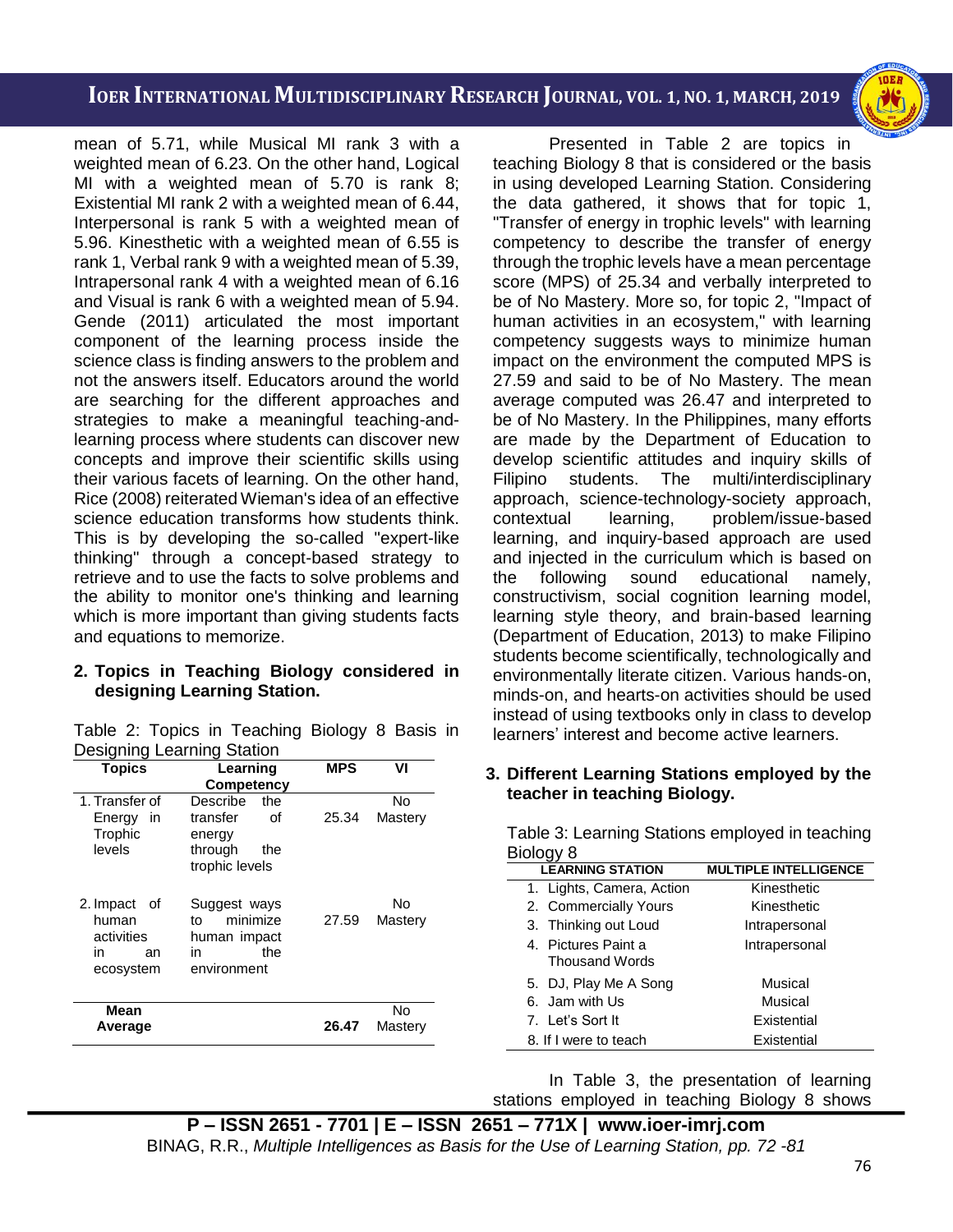mean of 5.71, while Musical MI rank 3 with a weighted mean of 6.23. On the other hand, Logical MI with a weighted mean of 5.70 is rank 8; Existential MI rank 2 with a weighted mean of 6.44, Interpersonal is rank 5 with a weighted mean of 5.96. Kinesthetic with a weighted mean of 6.55 is rank 1, Verbal rank 9 with a weighted mean of 5.39, Intrapersonal rank 4 with a weighted mean of 6.16 and Visual is rank 6 with a weighted mean of 5.94. Gende (2011) articulated the most important component of the learning process inside the science class is finding answers to the problem and not the answers itself. Educators around the world are searching for the different approaches and strategies to make a meaningful teaching-and-learning process where students can discover new concepts and improve their scientific skills using their various facets of learning. On the other hand, Rice (2008) reiterated Wieman's idea of an effective science education transforms how students think. This is by developing the so-called "expert-like thinking" through a concept-based strategy to retrieve and to use the facts to solve problems and the ability to monitor one's thinking and learning which is more important than giving students facts and equations to memorize.

**2. Topics in Teaching Biology considered in designing Learning Station.**

Table 2: Topics in Teaching Biology 8 Basis in Designing Learning Station

| Topics | Learning Competency | MPS | VI |
|---|---|---|---|
| 1. Transfer of Energy in Trophic levels | Describe the transfer of energy through the trophic levels | 25.34 | No Mastery |
| 2. Impact of human activities in an ecosystem | Suggest ways to minimize human impact in the environment | 27.59 | No Mastery |
| **Mean Average** | | **26.47** | No Mastery |

Presented in Table 2 are topics in teaching Biology 8 that is considered or the basis in using developed Learning Station. Considering the data gathered, it shows that for topic 1, "Transfer of energy in trophic levels" with learning competency to describe the transfer of energy through the trophic levels have a mean percentage score (MPS) of 25.34 and verbally interpreted to be of No Mastery. More so, for topic 2, "Impact of human activities in an ecosystem," with learning competency suggests ways to minimize human impact on the environment the computed MPS is 27.59 and said to be of No Mastery. The mean average computed was 26.47 and interpreted to be of No Mastery. In the Philippines, many efforts are made by the Department of Education to develop scientific attitudes and inquiry skills of Filipino students. The multi/interdisciplinary approach, science-technology-society approach, contextual learning, problem/issue-based learning, and inquiry-based approach are used and injected in the curriculum which is based on the following sound educational namely, constructivism, social cognition learning model, learning style theory, and brain-based learning (Department of Education, 2013) to make Filipino students become scientifically, technologically and environmentally literate citizen. Various hands-on, minds-on, and hearts-on activities should be used instead of using textbooks only in class to develop learners' interest and become active learners.

**3. Different Learning Stations employed by the teacher in teaching Biology.**

Table 3: Learning Stations employed in teaching Biology 8

| LEARNING STATION | MULTIPLE INTELLIGENCE |
|---|---|
| 1. Lights, Camera, Action | Kinesthetic |
| 2. Commercially Yours | Kinesthetic |
| 3. Thinking out Loud | Intrapersonal |
| 4. Pictures Paint a Thousand Words | Intrapersonal |
| 5. DJ, Play Me A Song | Musical |
| 6. Jam with Us | Musical |
| 7. Let's Sort It | Existential |
| 8. If I were to teach | Existential |

In Table 3, the presentation of learning stations employed in teaching Biology 8 shows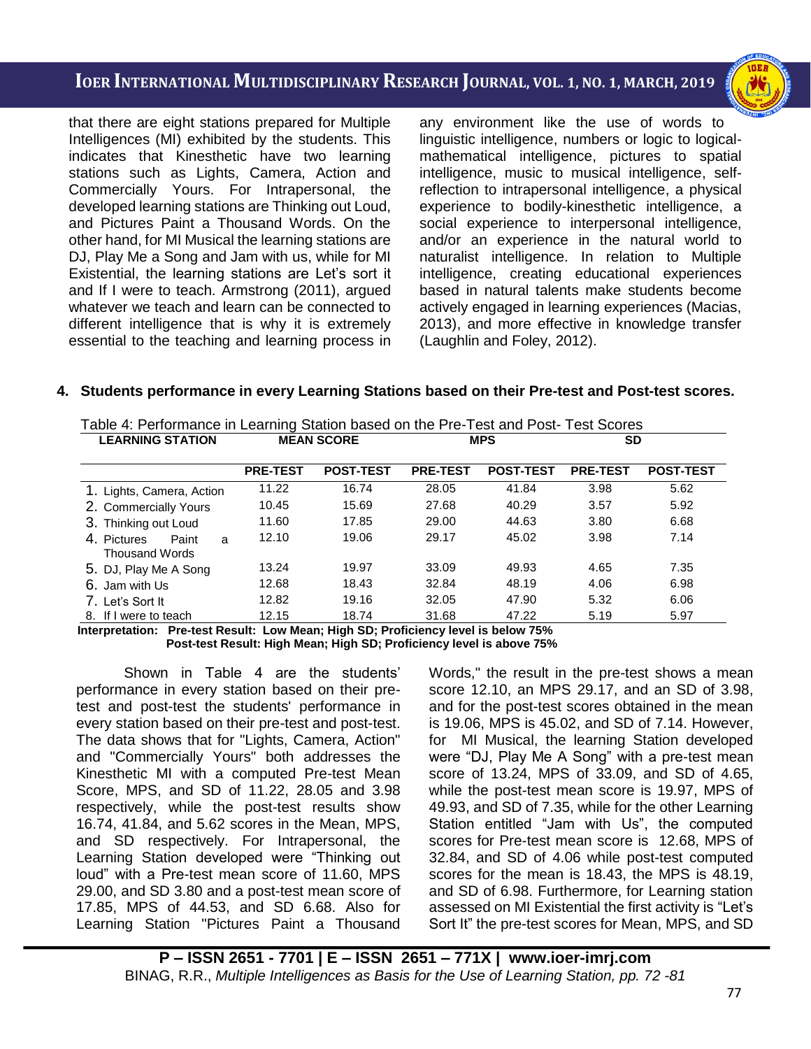that there are eight stations prepared for Multiple Intelligences (MI) exhibited by the students. This indicates that Kinesthetic have two learning stations such as Lights, Camera, Action and Commercially Yours. For Intrapersonal, the developed learning stations are Thinking out Loud, and Pictures Paint a Thousand Words. On the other hand, for MI Musical the learning stations are DJ, Play Me a Song and Jam with us, while for MI Existential, the learning stations are Let's sort it and If I were to teach. Armstrong (2011), argued whatever we teach and learn can be connected to different intelligence that is why it is extremely essential to the teaching and learning process in any environment like the use of words to linguistic intelligence, numbers or logic to logical-mathematical intelligence, pictures to spatial intelligence, music to musical intelligence, self-reflection to intrapersonal intelligence, a physical experience to bodily-kinesthetic intelligence, a social experience to interpersonal intelligence, and/or an experience in the natural world to naturalist intelligence. In relation to Multiple intelligence, creating educational experiences based in natural talents make students become actively engaged in learning experiences (Macias, 2013), and more effective in knowledge transfer (Laughlin and Foley, 2012).

**4. Students performance in every Learning Stations based on their Pre-test and Post-test scores.**

Table 4: Performance in Learning Station based on the Pre-Test and Post- Test Scores

| LEARNING STATION | MEAN SCORE | | MPS | | SD | |
|---|---|---|---|---|---|---|
| | PRE-TEST | POST-TEST | PRE-TEST | POST-TEST | PRE-TEST | POST-TEST |
| 1. Lights, Camera, Action | 11.22 | 16.74 | 28.05 | 41.84 | 3.98 | 5.62 |
| 2. Commercially Yours | 10.45 | 15.69 | 27.68 | 40.29 | 3.57 | 5.92 |
| 3. Thinking out Loud | 11.60 | 17.85 | 29.00 | 44.63 | 3.80 | 6.68 |
| 4. Pictures Paint a Thousand Words | 12.10 | 19.06 | 29.17 | 45.02 | 3.98 | 7.14 |
| 5. DJ, Play Me A Song | 13.24 | 19.97 | 33.09 | 49.93 | 4.65 | 7.35 |
| 6. Jam with Us | 12.68 | 18.43 | 32.84 | 48.19 | 4.06 | 6.98 |
| 7. Let's Sort It | 12.82 | 19.16 | 32.05 | 47.90 | 5.32 | 6.06 |
| 8. If I were to teach | 12.15 | 18.74 | 31.68 | 47.22 | 5.19 | 5.97 |

**Interpretation: Pre-test Result: Low Mean; High SD; Proficiency level is below 75%**
**Post-test Result: High Mean; High SD; Proficiency level is above 75%**

Shown in Table 4 are the students' performance in every station based on their pre-test and post-test the students' performance in every station based on their pre-test and post-test. The data shows that for "Lights, Camera, Action" and "Commercially Yours" both addresses the Kinesthetic MI with a computed Pre-test Mean Score, MPS, and SD of 11.22, 28.05 and 3.98 respectively, while the post-test results show 16.74, 41.84, and 5.62 scores in the Mean, MPS, and SD respectively. For Intrapersonal, the Learning Station developed were "Thinking out loud" with a Pre-test mean score of 11.60, MPS 29.00, and SD 3.80 and a post-test mean score of 17.85, MPS of 44.53, and SD 6.68. Also for Learning Station "Pictures Paint a Thousand Words," the result in the pre-test shows a mean score 12.10, an MPS 29.17, and an SD of 3.98, and for the post-test scores obtained in the mean is 19.06, MPS is 45.02, and SD of 7.14. However, for MI Musical, the learning Station developed were "DJ, Play Me A Song" with a pre-test mean score of 13.24, MPS of 33.09, and SD of 4.65, while the post-test mean score is 19.97, MPS of 49.93, and SD of 7.35, while for the other Learning Station entitled "Jam with Us", the computed scores for Pre-test mean score is 12.68, MPS of 32.84, and SD of 4.06 while post-test computed scores for the mean is 18.43, the MPS is 48.19, and SD of 6.98. Furthermore, for Learning station assessed on MI Existential the first activity is "Let's Sort It" the pre-test scores for Mean, MPS, and SD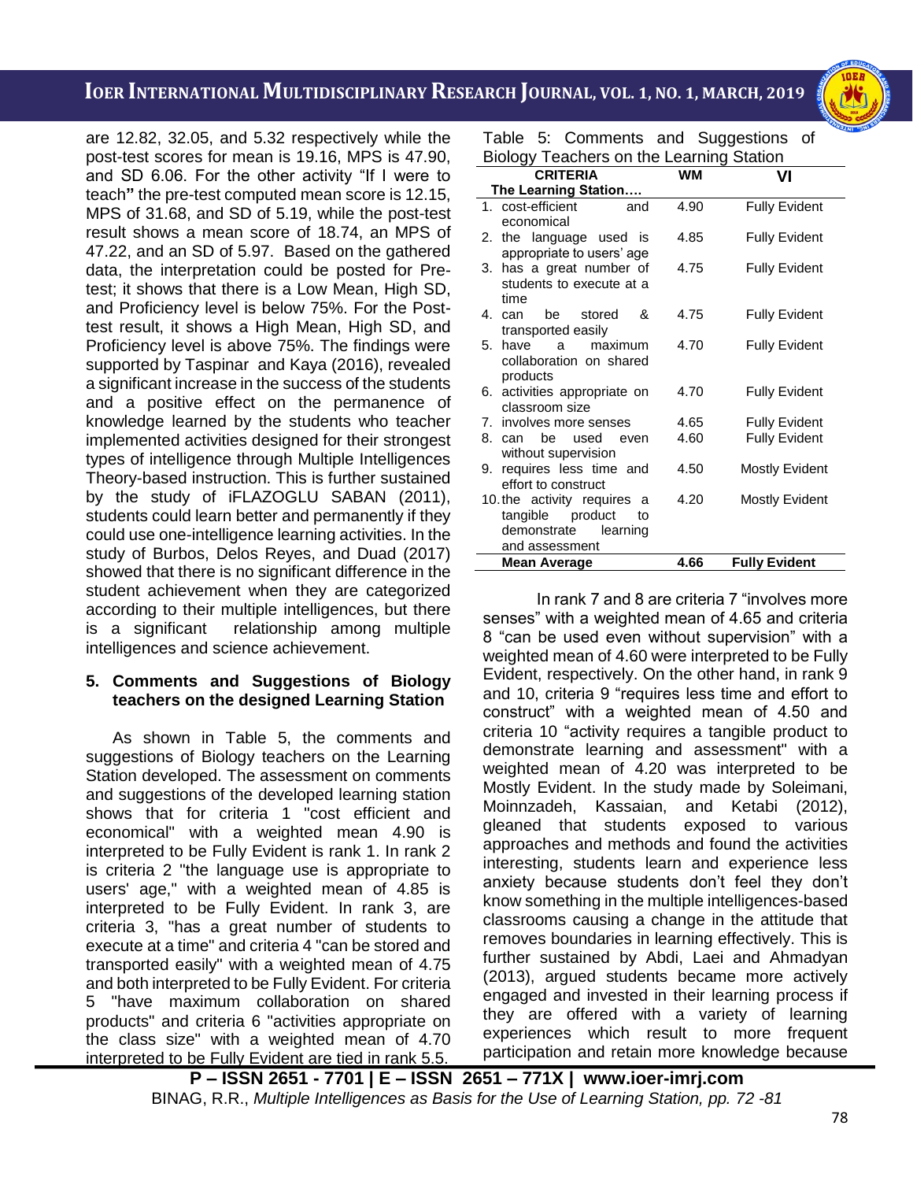are 12.82, 32.05, and 5.32 respectively while the post-test scores for mean is 19.16, MPS is 47.90, and SD 6.06. For the other activity "If I were to teach**"** the pre-test computed mean score is 12.15, MPS of 31.68, and SD of 5.19, while the post-test result shows a mean score of 18.74, an MPS of 47.22, and an SD of 5.97. Based on the gathered data, the interpretation could be posted for Pre-test; it shows that there is a Low Mean, High SD, and Proficiency level is below 75%. For the Post-test result, it shows a High Mean, High SD, and Proficiency level is above 75%. The findings were supported by Taspinar and Kaya (2016), revealed a significant increase in the success of the students and a positive effect on the permanence of knowledge learned by the students who teacher implemented activities designed for their strongest types of intelligence through Multiple Intelligences Theory-based instruction. This is further sustained by the study of iFLAZOGLU SABAN (2011), students could learn better and permanently if they could use one-intelligence learning activities. In the study of Burbos, Delos Reyes, and Duad (2017) showed that there is no significant difference in the student achievement when they are categorized according to their multiple intelligences, but there is a significant relationship among multiple intelligences and science achievement.

**5. Comments and Suggestions of Biology teachers on the designed Learning Station**

As shown in Table 5, the comments and suggestions of Biology teachers on the Learning Station developed. The assessment on comments and suggestions of the developed learning station shows that for criteria 1 "cost efficient and economical" with a weighted mean 4.90 is interpreted to be Fully Evident is rank 1. In rank 2 is criteria 2 "the language use is appropriate to users' age," with a weighted mean of 4.85 is interpreted to be Fully Evident. In rank 3, are criteria 3, "has a great number of students to execute at a time" and criteria 4 "can be stored and transported easily" with a weighted mean of 4.75 and both interpreted to be Fully Evident. For criteria 5 "have maximum collaboration on shared products" and criteria 6 "activities appropriate on the class size" with a weighted mean of 4.70 interpreted to be Fully Evident are tied in rank 5.5.

Table 5: Comments and Suggestions of Biology Teachers on the Learning Station

| CRITERIA<br>The Learning Station…. | WM | VI |
|---|---|---|
| 1. cost-efficient and economical | 4.90 | Fully Evident |
| 2. the language used is appropriate to users' age | 4.85 | Fully Evident |
| 3. has a great number of students to execute at a time | 4.75 | Fully Evident |
| 4. can be stored & transported easily | 4.75 | Fully Evident |
| 5. have a maximum collaboration on shared products | 4.70 | Fully Evident |
| 6. activities appropriate on classroom size | 4.70 | Fully Evident |
| 7. involves more senses | 4.65 | Fully Evident |
| 8. can be used even without supervision | 4.60 | Fully Evident |
| 9. requires less time and effort to construct | 4.50 | Mostly Evident |
| 10. the activity requires a tangible product to demonstrate learning and assessment | 4.20 | Mostly Evident |
| **Mean Average** | **4.66** | **Fully Evident** |

In rank 7 and 8 are criteria 7 "involves more senses" with a weighted mean of 4.65 and criteria 8 "can be used even without supervision" with a weighted mean of 4.60 were interpreted to be Fully Evident, respectively. On the other hand, in rank 9 and 10, criteria 9 "requires less time and effort to construct" with a weighted mean of 4.50 and criteria 10 "activity requires a tangible product to demonstrate learning and assessment" with a weighted mean of 4.20 was interpreted to be Mostly Evident. In the study made by Soleimani, Moinnzadeh, Kassaian, and Ketabi (2012), gleaned that students exposed to various approaches and methods and found the activities interesting, students learn and experience less anxiety because students don't feel they don't know something in the multiple intelligences-based classrooms causing a change in the attitude that removes boundaries in learning effectively. This is further sustained by Abdi, Laei and Ahmadyan (2013), argued students became more actively engaged and invested in their learning process if they are offered with a variety of learning experiences which result to more frequent participation and retain more knowledge because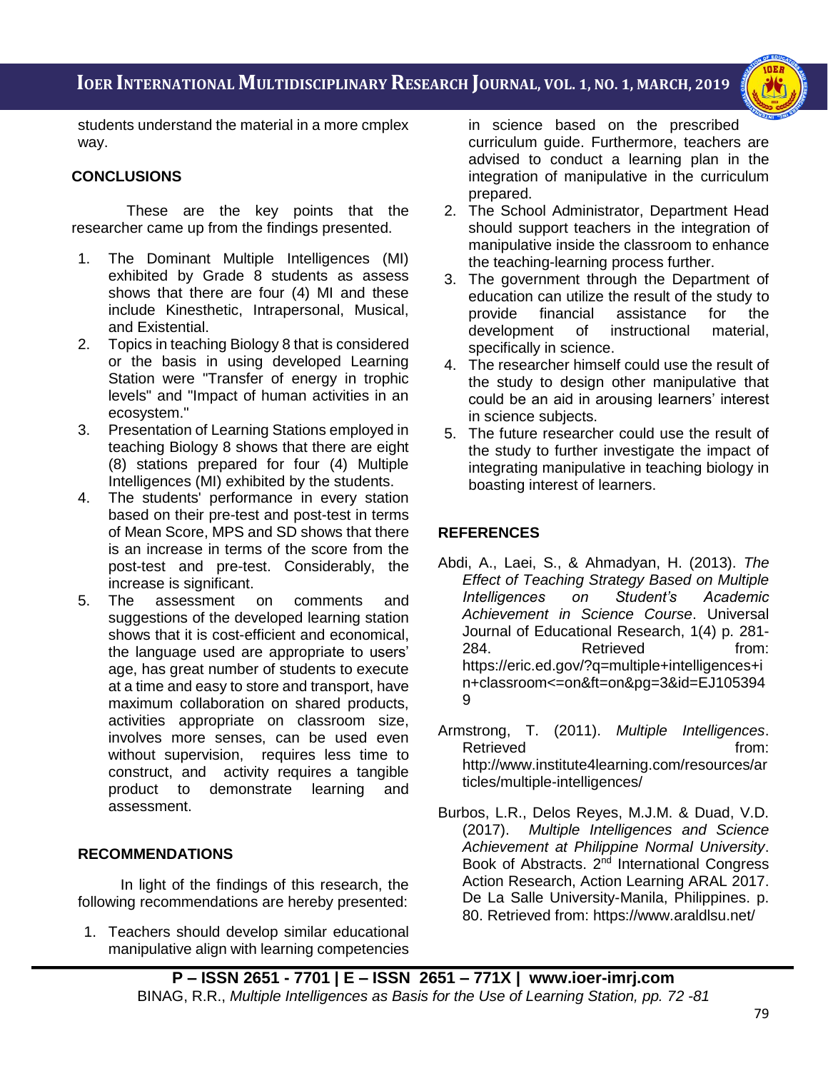students understand the material in a more cmplex way.

## CONCLUSIONS

These are the key points that the researcher came up from the findings presented.

1. The Dominant Multiple Intelligences (MI) exhibited by Grade 8 students as assess shows that there are four (4) MI and these include Kinesthetic, Intrapersonal, Musical, and Existential.
2. Topics in teaching Biology 8 that is considered or the basis in using developed Learning Station were "Transfer of energy in trophic levels" and "Impact of human activities in an ecosystem."
3. Presentation of Learning Stations employed in teaching Biology 8 shows that there are eight (8) stations prepared for four (4) Multiple Intelligences (MI) exhibited by the students.
4. The students' performance in every station based on their pre-test and post-test in terms of Mean Score, MPS and SD shows that there is an increase in terms of the score from the post-test and pre-test. Considerably, the increase is significant.
5. The assessment on comments and suggestions of the developed learning station shows that it is cost-efficient and economical, the language used are appropriate to users' age, has great number of students to execute at a time and easy to store and transport, have maximum collaboration on shared products, activities appropriate on classroom size, involves more senses, can be used even without supervision, requires less time to construct, and activity requires a tangible product to demonstrate learning and assessment.

## RECOMMENDATIONS

In light of the findings of this research, the following recommendations are hereby presented:

1. Teachers should develop similar educational manipulative align with learning competencies in science based on the prescribed curriculum guide. Furthermore, teachers are advised to conduct a learning plan in the integration of manipulative in the curriculum prepared.
2. The School Administrator, Department Head should support teachers in the integration of manipulative inside the classroom to enhance the teaching-learning process further.
3. The government through the Department of education can utilize the result of the study to provide financial assistance for the development of instructional material, specifically in science.
4. The researcher himself could use the result of the study to design other manipulative that could be an aid in arousing learners' interest in science subjects.
5. The future researcher could use the result of the study to further investigate the impact of integrating manipulative in teaching biology in boasting interest of learners.

## REFERENCES

Abdi, A., Laei, S., & Ahmadyan, H. (2013). *The Effect of Teaching Strategy Based on Multiple Intelligences on Student's Academic Achievement in Science Course*. Universal Journal of Educational Research, 1(4) p. 281-284. Retrieved from: https://eric.ed.gov/?q=multiple+intelligences+in+classroom<=on&ft=on&pg=3&id=EJ1053949

Armstrong, T. (2011). *Multiple Intelligences*. Retrieved from: http://www.institute4learning.com/resources/articles/multiple-intelligences/

Burbos, L.R., Delos Reyes, M.J.M. & Duad, V.D. (2017). *Multiple Intelligences and Science Achievement at Philippine Normal University*. Book of Abstracts. 2nd International Congress Action Research, Action Learning ARAL 2017. De La Salle University-Manila, Philippines. p. 80. Retrieved from: https://www.araldlsu.net/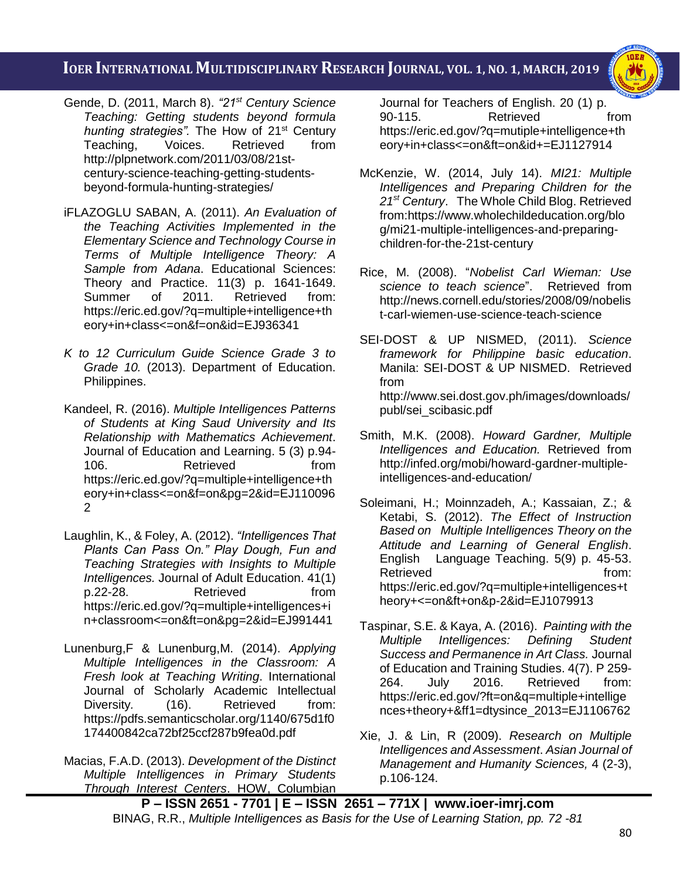Gende, D. (2011, March 8). *"21st Century Science Teaching: Getting students beyond formula hunting strategies".* The How of 21st Century Teaching, Voices. Retrieved from http://plpnetwork.com/2011/03/08/21st-century-science-teaching-getting-students-beyond-formula-hunting-strategies/

iFLAZOGLU SABAN, A. (2011). *An Evaluation of the Teaching Activities Implemented in the Elementary Science and Technology Course in Terms of Multiple Intelligence Theory: A Sample from Adana*. Educational Sciences: Theory and Practice. 11(3) p. 1641-1649. Summer of 2011. Retrieved from: https://eric.ed.gov/?q=multiple+intelligence+theory+in+class<=on&f=on&id=EJ936341

*K to 12 Curriculum Guide Science Grade 3 to Grade 10.* (2013). Department of Education. Philippines.

Kandeel, R. (2016). *Multiple Intelligences Patterns of Students at King Saud University and Its Relationship with Mathematics Achievement*. Journal of Education and Learning. 5 (3) p.94-106. Retrieved from https://eric.ed.gov/?q=multiple+intelligence+theory+in+class<=on&f=on&pg=2&id=EJ1100962

Laughlin, K., & Foley, A. (2012). *"Intelligences That Plants Can Pass On." Play Dough, Fun and Teaching Strategies with Insights to Multiple Intelligences.* Journal of Adult Education. 41(1) p.22-28. Retrieved from https://eric.ed.gov/?q=multiple+intelligences+in+classroom<=on&ft=on&pg=2&id=EJ991441

Lunenburg,F & Lunenburg,M. (2014). *Applying Multiple Intelligences in the Classroom: A Fresh look at Teaching Writing*. International Journal of Scholarly Academic Intellectual Diversity. (16). Retrieved from: https://pdfs.semanticscholar.org/1140/675d1f0174400842ca72bf25ccf287b9fea0d.pdf

Macias, F.A.D. (2013). *Development of the Distinct Multiple Intelligences in Primary Students Through Interest Centers*. HOW, Columbian Journal for Teachers of English. 20 (1) p. 90-115. Retrieved from https://eric.ed.gov/?q=mutiple+intelligence+theory+in+class<=on&ft=on&id+=EJ1127914

McKenzie, W. (2014, July 14). *MI21: Multiple Intelligences and Preparing Children for the 21st Century*. The Whole Child Blog. Retrieved from:https://www.wholechildeducation.org/blog/mi21-multiple-intelligences-and-preparing-children-for-the-21st-century

Rice, M. (2008). "*Nobelist Carl Wieman: Use science to teach science*". Retrieved from http://news.cornell.edu/stories/2008/09/nobelist-carl-wiemen-use-science-teach-science

SEI-DOST & UP NISMED, (2011). *Science framework for Philippine basic education*. Manila: SEI-DOST & UP NISMED. Retrieved from http://www.sei.dost.gov.ph/images/downloads/publ/sei_scibasic.pdf

Smith, M.K. (2008). *Howard Gardner, Multiple Intelligences and Education.* Retrieved from http://infed.org/mobi/howard-gardner-multiple-intelligences-and-education/

Soleimani, H.; Moinnzadeh, A.; Kassaian, Z.; & Ketabi, S. (2012). *The Effect of Instruction Based on Multiple Intelligences Theory on the Attitude and Learning of General English*. English Language Teaching. 5(9) p. 45-53. Retrieved from: https://eric.ed.gov/?q=multiple+intelligences+theory+<=on&ft+on&p-2&id=EJ1079913

Taspinar, S.E. & Kaya, A. (2016). *Painting with the Multiple Intelligences: Defining Student Success and Permanence in Art Class.* Journal of Education and Training Studies. 4(7). P 259-264. July 2016. Retrieved from: https://eric.ed.gov/?ft=on&q=multiple+intelligences+theory+&ff1=dtysince_2013=EJ1106762

Xie, J. & Lin, R (2009). *Research on Multiple Intelligences and Assessment*. *Asian Journal of Management and Humanity Sciences,* 4 (2-3), p.106-124.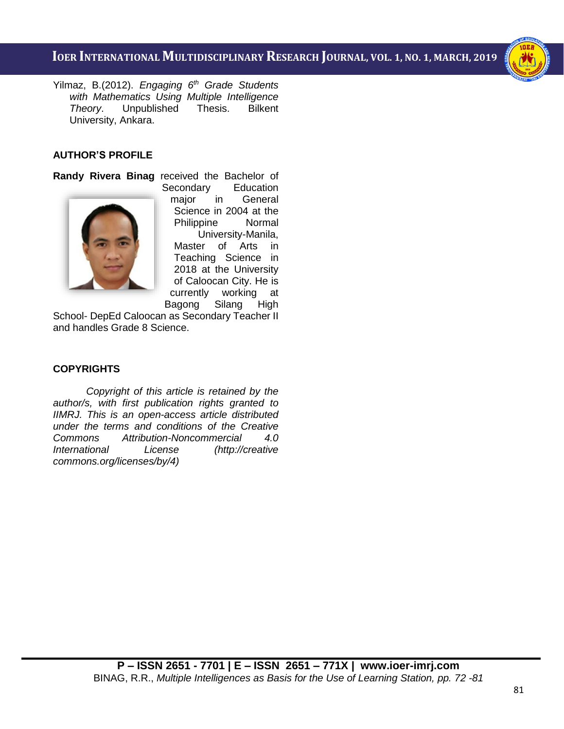Yilmaz, B.(2012). *Engaging 6th Grade Students with Mathematics Using Multiple Intelligence Theory*. Unpublished Thesis. Bilkent University, Ankara.

## AUTHOR'S PROFILE

**Randy Rivera Binag** received the Bachelor of Secondary Education major in General Science in 2004 at the Philippine Normal University-Manila, Master of Arts in Teaching Science in 2018 at the University of Caloocan City. He is currently working at Bagong Silang High School- DepEd Caloocan as Secondary Teacher II and handles Grade 8 Science.

## COPYRIGHTS

*Copyright of this article is retained by the author/s, with first publication rights granted to IIMRJ. This is an open-access article distributed under the terms and conditions of the Creative Commons Attribution-Noncommercial 4.0 International License (http://creative commons.org/licenses/by/4)*